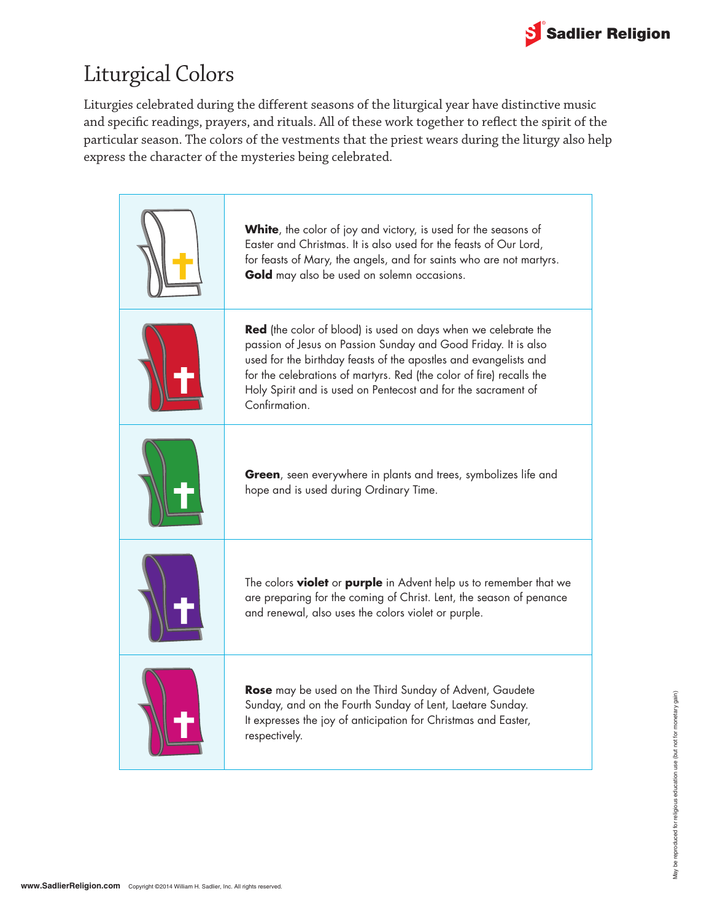# Liturgical Colors

Liturgies celebrated during the different seasons of the liturgical year have distinctive music and specific readings, prayers, and rituals. All of these work together to reflect the spirit of the particular season. The colors of the vestments that the priest wears during the liturgy also help express the character of the mysteries being celebrated.

**White**, the color of joy and victory, is used for the seasons of Easter and Christmas. It is also used for the feasts of Our Lord, for feasts of Mary, the angels, and for saints who are not martyrs. **Gold** may also be used on solemn occasions.

**Red** (the color of blood) is used on days when we celebrate the passion of Jesus on Passion Sunday and Good Friday. It is also used for the birthday feasts of the apostles and evangelists and for the celebrations of martyrs. Red (the color of fire) recalls the Holy Spirit and is used on Pentecost and for the sacrament of Confirmation.

**Green**, seen everywhere in plants and trees, symbolizes life and hope and is used during Ordinary Time.

The colors **violet** or **purple** in Advent help us to remember that we are preparing for the coming of Christ. Lent, the season of penance and renewal, also uses the colors violet or purple.

**Rose** may be used on the Third Sunday of Advent, Gaudete Sunday, and on the Fourth Sunday of Lent, Laetare Sunday. It expresses the joy of anticipation for Christmas and Easter, respectively.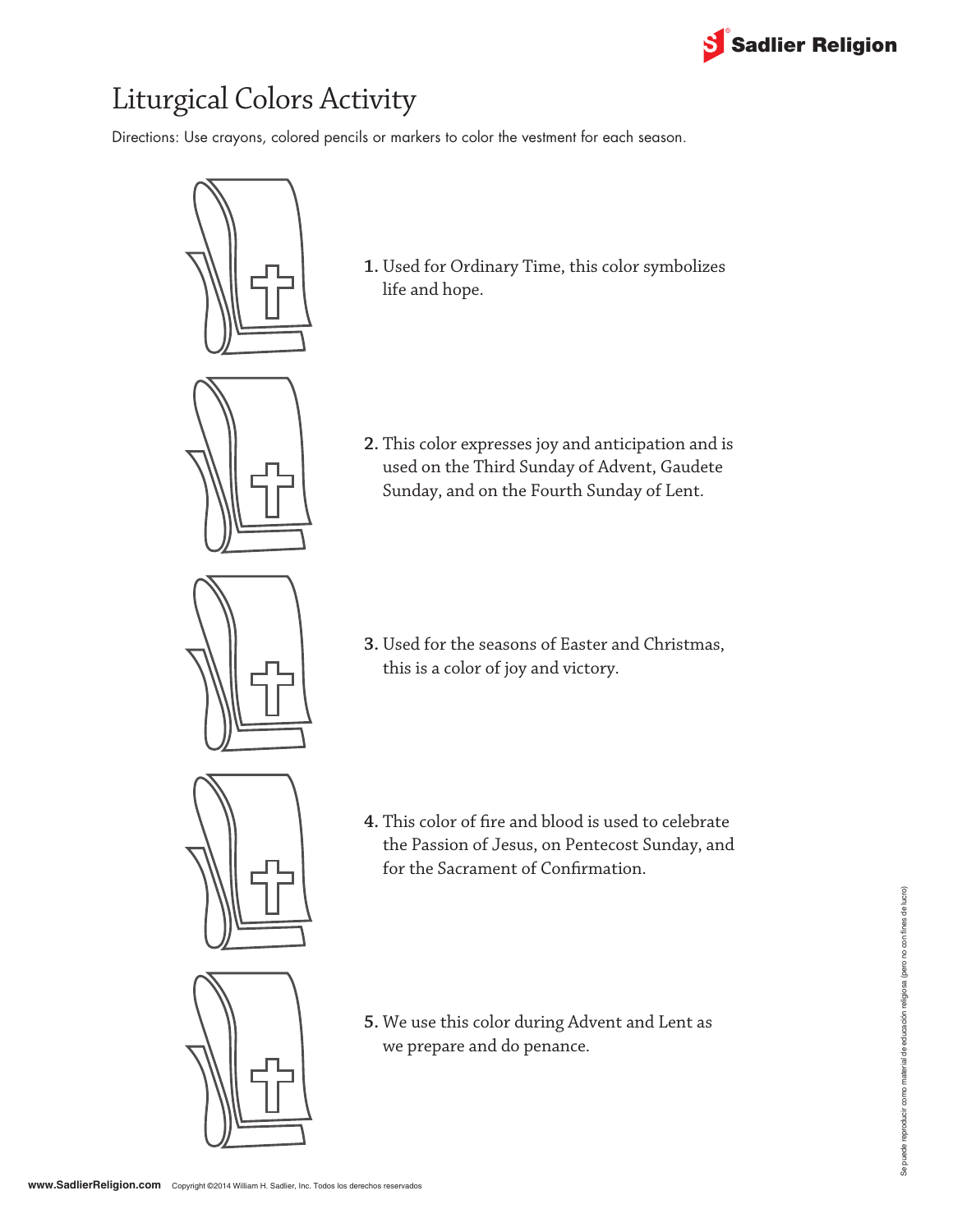# Liturgical Colors Activity

Directions: Use crayons, colored pencils or markers to color the vestment for each season.

1. Used for Ordinary Time, this color symbolizes life and hope.

2. This color expresses joy and anticipation and is used on the Third Sunday of Advent, Gaudete Sunday, and on the Fourth Sunday of Lent.

3. Used for the seasons of Easter and Christmas, this is a color of joy and victory.

4. This color of fire and blood is used to celebrate the Passion of Jesus, on Pentecost Sunday, and for the Sacrament of Confirmation.

5. We use this color during Advent and Lent as we prepare and do penance.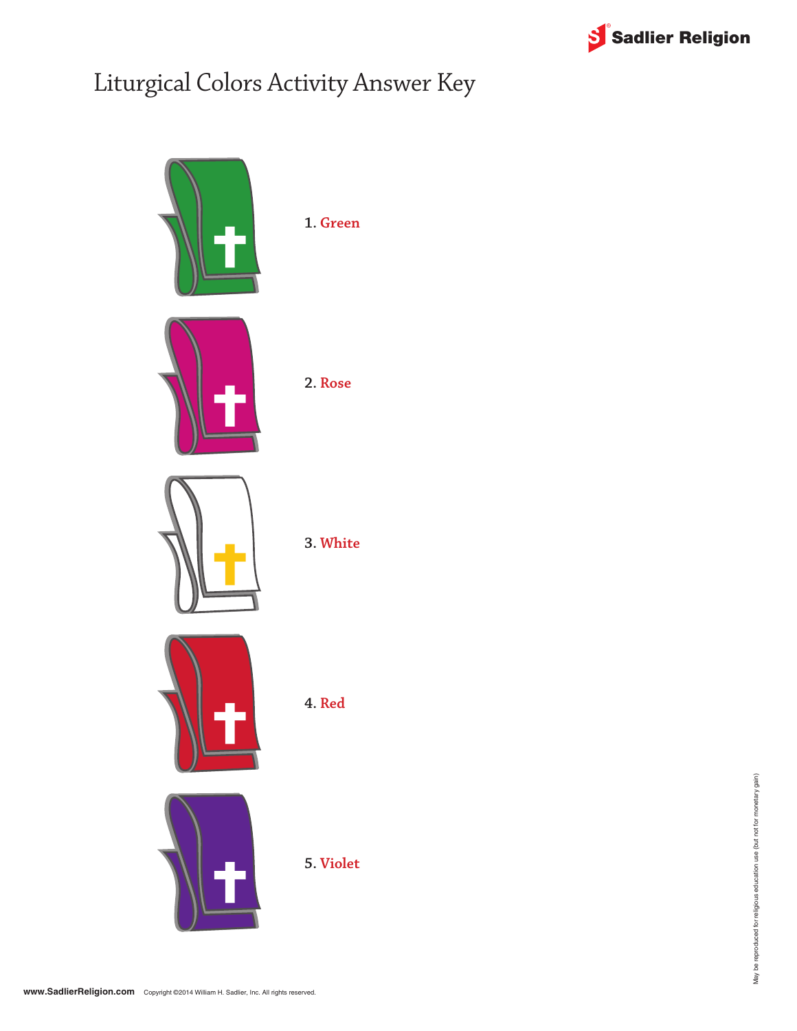# Liturgical Colors Activity Answer Key

1. Green

2. Rose

3. White

4. Red

5. Violet

May be reproduced for religious education use (but not for monetary gain)

www.SadlierReligion.com Copyright ©2014 William H. Sadlier, Inc. All rights reserved.